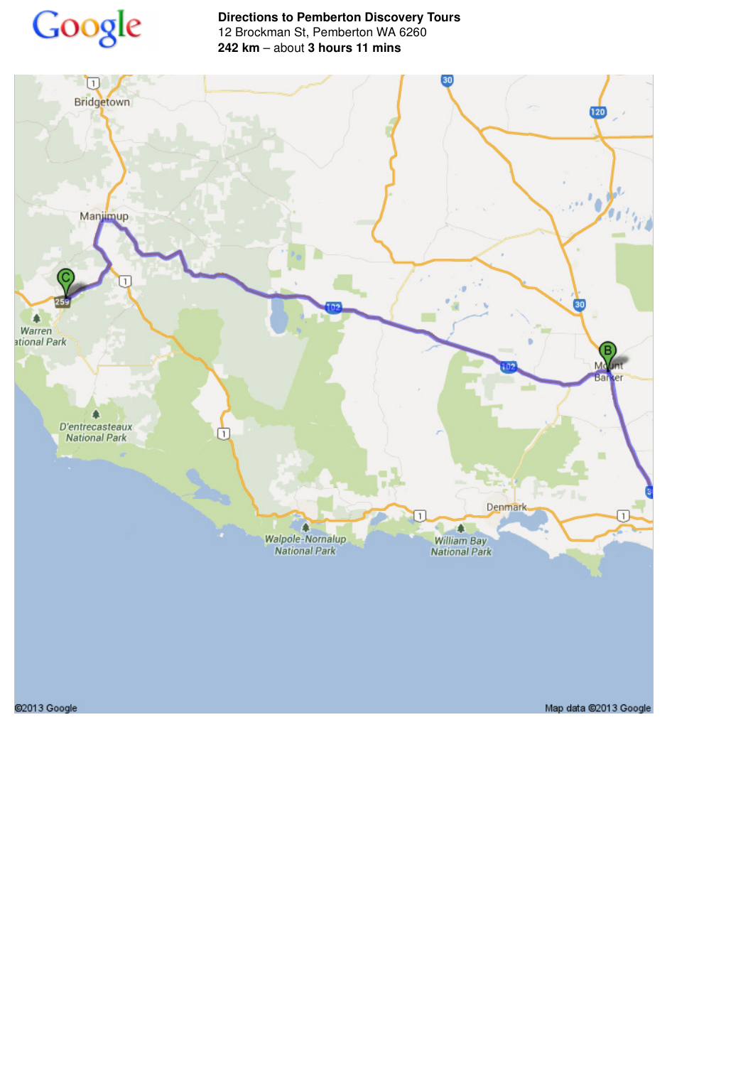**Directions to Pemberton Discovery Tours**
12 Brockman St, Pemberton WA 6260
**242 km** – about **3 hours 11 mins**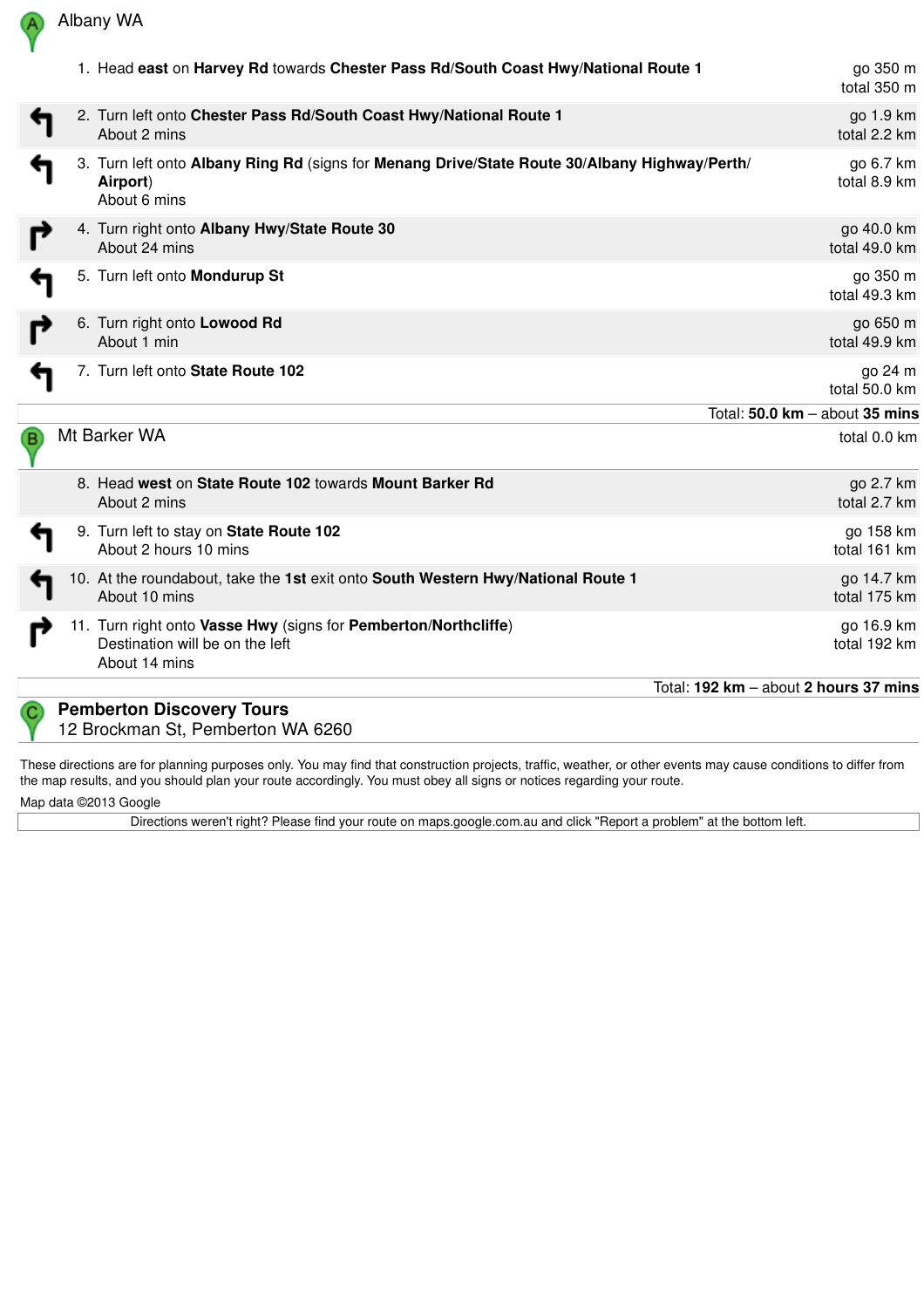**A** Albany WA

| | | |
|---|---|---|
| | 1. Head **east** on **Harvey Rd** towards **Chester Pass Rd/South Coast Hwy/National Route 1** | go 350 m<br>total 350 m |
| ↰ | 2. Turn left onto **Chester Pass Rd/South Coast Hwy/National Route 1**<br>About 2 mins | go 1.9 km<br>total 2.2 km |
| ↰ | 3. Turn left onto **Albany Ring Rd** (signs for **Menang Drive/State Route 30/Albany Highway/Perth/Airport**)<br>About 6 mins | go 6.7 km<br>total 8.9 km |
| ↱ | 4. Turn right onto **Albany Hwy/State Route 30**<br>About 24 mins | go 40.0 km<br>total 49.0 km |
| ↰ | 5. Turn left onto **Mondurup St** | go 350 m<br>total 49.3 km |
| ↱ | 6. Turn right onto **Lowood Rd**<br>About 1 min | go 650 m<br>total 49.9 km |
| ↰ | 7. Turn left onto **State Route 102** | go 24 m<br>total 50.0 km |

Total: **50.0 km** – about **35 mins**

**B** Mt Barker WA — total 0.0 km

| | | |
|---|---|---|
| | 8. Head **west** on **State Route 102** towards **Mount Barker Rd**<br>About 2 mins | go 2.7 km<br>total 2.7 km |
| ↰ | 9. Turn left to stay on **State Route 102**<br>About 2 hours 10 mins | go 158 km<br>total 161 km |
| ↰ | 10. At the roundabout, take the **1st** exit onto **South Western Hwy/National Route 1**<br>About 10 mins | go 14.7 km<br>total 175 km |
| ↱ | 11. Turn right onto **Vasse Hwy** (signs for **Pemberton/Northcliffe**)<br>Destination will be on the left<br>About 14 mins | go 16.9 km<br>total 192 km |

Total: **192 km** – about **2 hours 37 mins**

**C** **Pemberton Discovery Tours**
12 Brockman St, Pemberton WA 6260

These directions are for planning purposes only. You may find that construction projects, traffic, weather, or other events may cause conditions to differ from the map results, and you should plan your route accordingly. You must obey all signs or notices regarding your route.

Map data ©2013 Google

Directions weren't right? Please find your route on maps.google.com.au and click "Report a problem" at the bottom left.